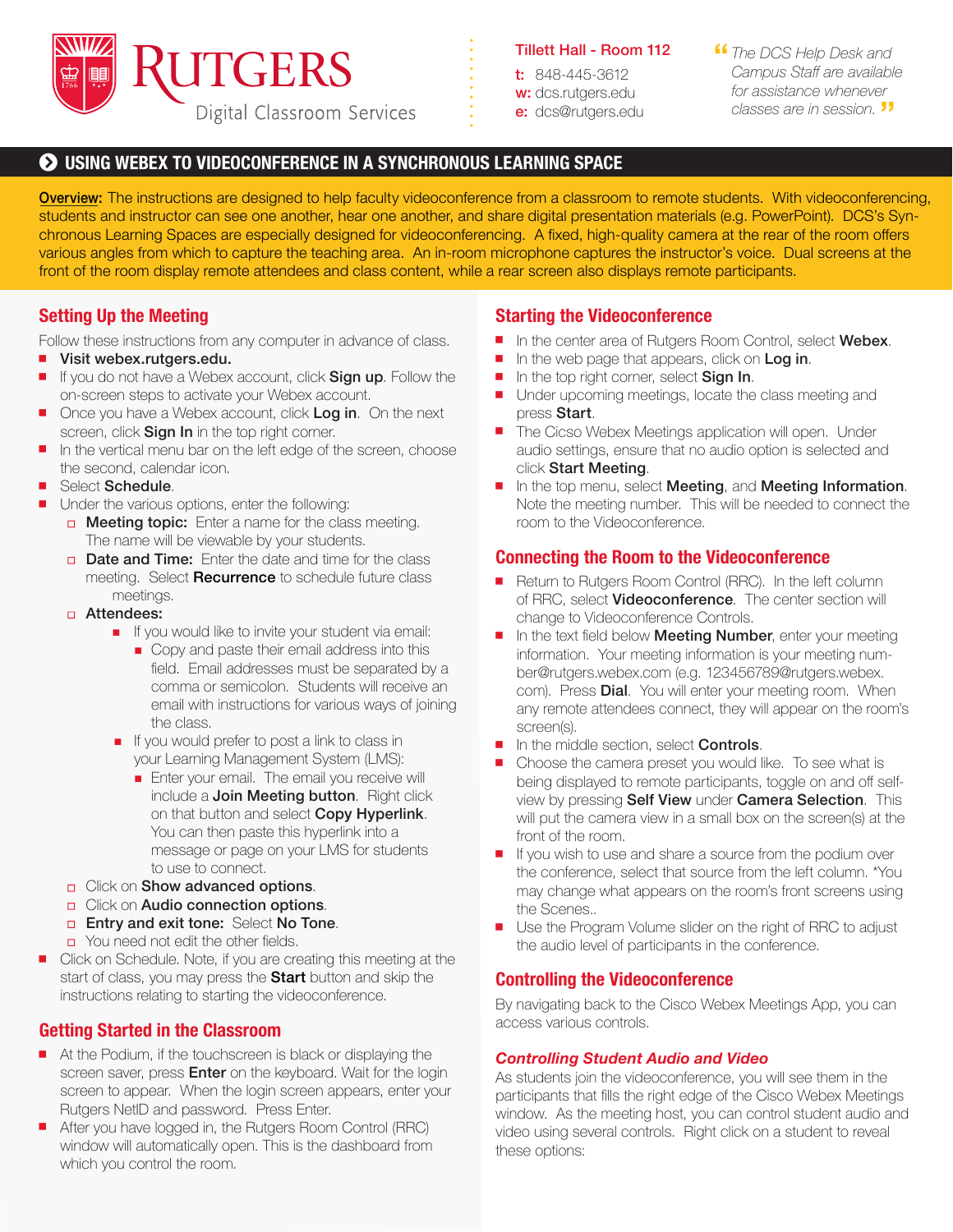# RUTGERS

Digital Classroom Services

**Tillett Hall - Room 112**
**t:** 848-445-3612
**w:** dcs.rutgers.edu
**e:** dcs@rutgers.edu

*"The DCS Help Desk and Campus Staff are available for assistance whenever classes are in session."*

## USING WEBEX TO VIDEOCONFERENCE IN A SYNCHRONOUS LEARNING SPACE

**Overview:** The instructions are designed to help faculty videoconference from a classroom to remote students. With videoconferencing, students and instructor can see one another, hear one another, and share digital presentation materials (e.g. PowerPoint). DCS's Synchronous Learning Spaces are especially designed for videoconferencing. A fixed, high-quality camera at the rear of the room offers various angles from which to capture the teaching area. An in-room microphone captures the instructor's voice. Dual screens at the front of the room display remote attendees and class content, while a rear screen also displays remote participants.

### Setting Up the Meeting

Follow these instructions from any computer in advance of class.

- **Visit webex.rutgers.edu.**
- If you do not have a Webex account, click **Sign up**. Follow the on-screen steps to activate your Webex account.
- Once you have a Webex account, click **Log in**. On the next screen, click **Sign In** in the top right corner.
- In the vertical menu bar on the left edge of the screen, choose the second, calendar icon.
- Select **Schedule**.
- Under the various options, enter the following:
  - **Meeting topic:** Enter a name for the class meeting. The name will be viewable by your students.
  - **Date and Time:** Enter the date and time for the class meeting. Select **Recurrence** to schedule future class meetings.
  - **Attendees:**
    - If you would like to invite your student via email:
      - Copy and paste their email address into this field. Email addresses must be separated by a comma or semicolon. Students will receive an email with instructions for various ways of joining the class.
    - If you would prefer to post a link to class in your Learning Management System (LMS):
      - Enter your email. The email you receive will include a **Join Meeting button**. Right click on that button and select **Copy Hyperlink**. You can then paste this hyperlink into a message or page on your LMS for students to use to connect.
  - Click on **Show advanced options**.
  - Click on **Audio connection options**.
  - **Entry and exit tone:** Select **No Tone**.
  - You need not edit the other fields.
- Click on Schedule. Note, if you are creating this meeting at the start of class, you may press the **Start** button and skip the instructions relating to starting the videoconference.

### Getting Started in the Classroom

- At the Podium, if the touchscreen is black or displaying the screen saver, press **Enter** on the keyboard. Wait for the login screen to appear. When the login screen appears, enter your Rutgers NetID and password. Press Enter.
- After you have logged in, the Rutgers Room Control (RRC) window will automatically open. This is the dashboard from which you control the room.

### Starting the Videoconference

- In the center area of Rutgers Room Control, select **Webex**.
- In the web page that appears, click on **Log in**.
- In the top right corner, select **Sign In**.
- Under upcoming meetings, locate the class meeting and press **Start**.
- The Cisco Webex Meetings application will open. Under audio settings, ensure that no audio option is selected and click **Start Meeting**.
- In the top menu, select **Meeting**, and **Meeting Information**. Note the meeting number. This will be needed to connect the room to the Videoconference.

### Connecting the Room to the Videoconference

- Return to Rutgers Room Control (RRC). In the left column of RRC, select **Videoconference**. The center section will change to Videoconference Controls.
- In the text field below **Meeting Number**, enter your meeting information. Your meeting information is your meeting number@rutgers.webex.com (e.g. 123456789@rutgers.webex.com). Press **Dial**. You will enter your meeting room. When any remote attendees connect, they will appear on the room's screen(s).
- In the middle section, select **Controls**.
- Choose the camera preset you would like. To see what is being displayed to remote participants, toggle on and off self-view by pressing **Self View** under **Camera Selection**. This will put the camera view in a small box on the screen(s) at the front of the room.
- If you wish to use and share a source from the podium over the conference, select that source from the left column. *You may change what appears on the room's front screens using the Scenes..
- Use the Program Volume slider on the right of RRC to adjust the audio level of participants in the conference.

### Controlling the Videoconference

By navigating back to the Cisco Webex Meetings App, you can access various controls.

#### *Controlling Student Audio and Video*

As students join the videoconference, you will see them in the participants that fills the right edge of the Cisco Webex Meetings window. As the meeting host, you can control student audio and video using several controls. Right click on a student to reveal these options: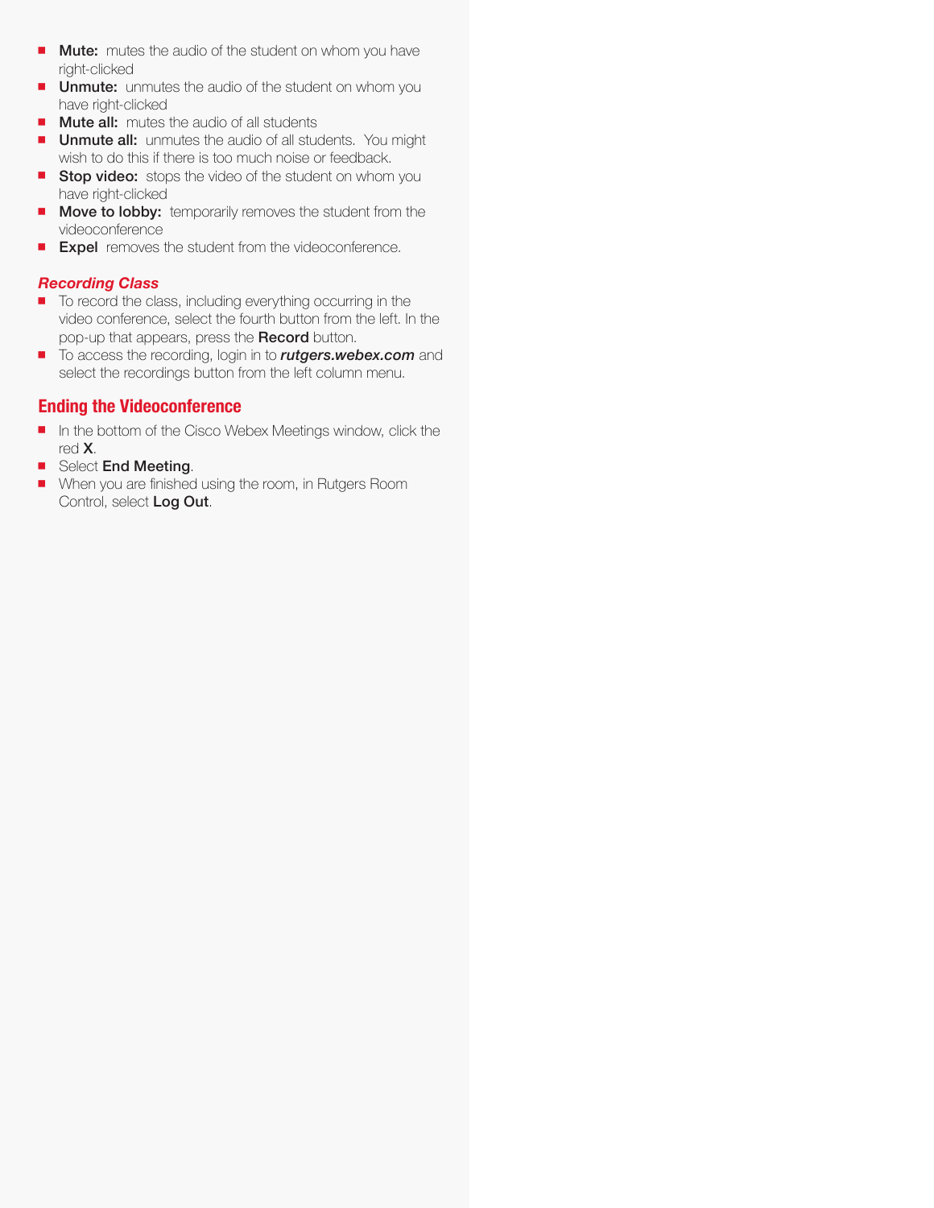- **Mute:** mutes the audio of the student on whom you have right-clicked
- **Unmute:** unmutes the audio of the student on whom you have right-clicked
- **Mute all:** mutes the audio of all students
- **Unmute all:** unmutes the audio of all students. You might wish to do this if there is too much noise or feedback.
- **Stop video:** stops the video of the student on whom you have right-clicked
- **Move to lobby:** temporarily removes the student from the videoconference
- **Expel** removes the student from the videoconference.

### *Recording Class*

- To record the class, including everything occurring in the video conference, select the fourth button from the left. In the pop-up that appears, press the **Record** button.
- To access the recording, login in to ***rutgers.webex.com*** and select the recordings button from the left column menu.

## Ending the Videoconference

- In the bottom of the Cisco Webex Meetings window, click the red **X**.
- Select **End Meeting**.
- When you are finished using the room, in Rutgers Room Control, select **Log Out**.